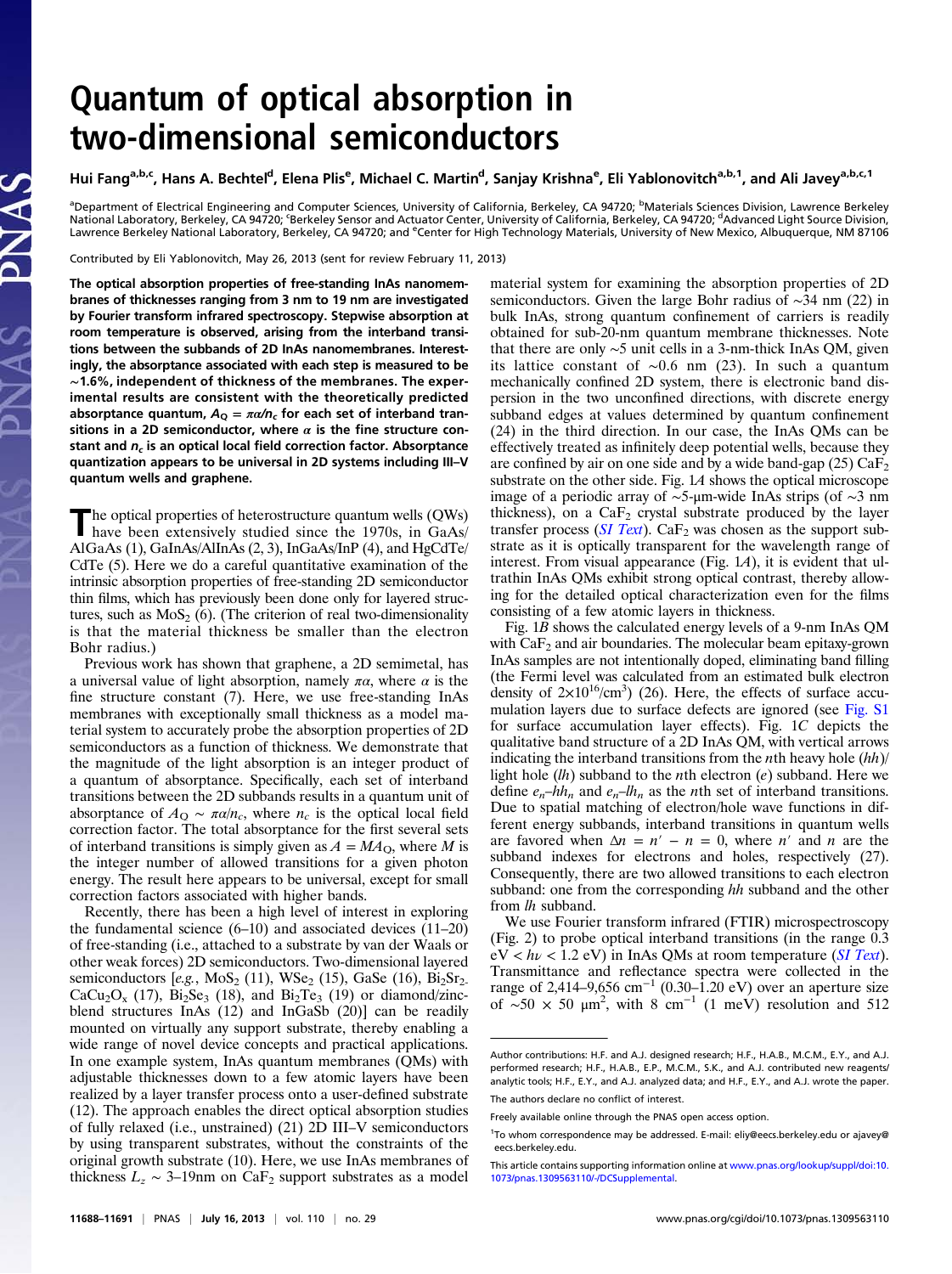# Quantum of optical absorption in two-dimensional semiconductors

**Hui Fang[a,b,c], Hans A. Bechtel[d], Elena Plis[e], Michael C. Martin[d], Sanjay Krishna[e], Eli Yablonovitch[a,b,1], and Ali Javey[a,b,c,1]**

[a]Department of Electrical Engineering and Computer Sciences, University of California, Berkeley, CA 94720; [b]Materials Sciences Division, Lawrence Berkeley National Laboratory, Berkeley, CA 94720; [c]Berkeley Sensor and Actuator Center, University of California, Berkeley, CA 94720; [d]Advanced Light Source Division, Lawrence Berkeley National Laboratory, Berkeley, CA 94720; and [e]Center for High Technology Materials, University of New Mexico, Albuquerque, NM 87106

Contributed by Eli Yablonovitch, May 26, 2013 (sent for review February 11, 2013)

**The optical absorption properties of free-standing InAs nanomembranes of thicknesses ranging from 3 nm to 19 nm are investigated by Fourier transform infrared spectroscopy. Stepwise absorption at room temperature is observed, arising from the interband transitions between the subbands of 2D InAs nanomembranes. Interestingly, the absorptance associated with each step is measured to be ∼1.6%, independent of thickness of the membranes. The experimental results are consistent with the theoretically predicted absorptance quantum, $A_Q = \pi\alpha/n_c$ for each set of interband transitions in a 2D semiconductor, where $\alpha$ is the fine structure constant and $n_c$ is an optical local field correction factor. Absorptance quantization appears to be universal in 2D systems including III–V quantum wells and graphene.**

The optical properties of heterostructure quantum wells (QWs) have been extensively studied since the 1970s, in GaAs/AlGaAs (1), GaInAs/AlInAs (2, 3), InGaAs/InP (4), and HgCdTe/CdTe (5). Here we do a careful quantitative examination of the intrinsic absorption properties of free-standing 2D semiconductor thin films, which has previously been done only for layered structures, such as $MoS_2$ (6). (The criterion of real two-dimensionality is that the material thickness be smaller than the electron Bohr radius.)

Previous work has shown that graphene, a 2D semimetal, has a universal value of light absorption, namely $\pi\alpha$, where $\alpha$ is the fine structure constant (7). Here, we use free-standing InAs membranes with exceptionally small thickness as a model material system to accurately probe the absorption properties of 2D semiconductors as a function of thickness. We demonstrate that the magnitude of the light absorption is an integer product of a quantum of absorptance. Specifically, each set of interband transitions between the 2D subbands results in a quantum unit of absorptance of $A_Q \sim \pi\alpha/n_c$, where $n_c$ is the optical local field correction factor. The total absorptance for the first several sets of interband transitions is simply given as $A = MA_Q$, where $M$ is the integer number of allowed transitions for a given photon energy. The result here appears to be universal, except for small correction factors associated with higher bands.

Recently, there has been a high level of interest in exploring the fundamental science (6–10) and associated devices (11–20) of free-standing (i.e., attached to a substrate by van der Waals or other weak forces) 2D semiconductors. Two-dimensional layered semiconductors [*e.g.*, $MoS_2$ (11), $WSe_2$ (15), GaSe (16), $Bi_2Sr_2CaCu_2O_x$ (17), $Bi_2Se_3$ (18), and $Bi_2Te_3$ (19) or diamond/zinc-blend structures InAs (12) and InGaSb (20)] can be readily mounted on virtually any support substrate, thereby enabling a wide range of novel device concepts and practical applications. In one example system, InAs quantum membranes (QMs) with adjustable thicknesses down to a few atomic layers have been realized by a layer transfer process onto a user-defined substrate (12). The approach enables the direct optical absorption studies of fully relaxed (i.e., unstrained) (21) 2D III–V semiconductors by using transparent substrates, without the constraints of the original growth substrate (10). Here, we use InAs membranes of thickness $L_z$ ∼ 3–19nm on $CaF_2$ support substrates as a model material system for examining the absorption properties of 2D semiconductors. Given the large Bohr radius of ∼34 nm (22) in bulk InAs, strong quantum confinement of carriers is readily obtained for sub-20-nm quantum membrane thicknesses. Note that there are only ∼5 unit cells in a 3-nm-thick InAs QM, given its lattice constant of ∼0.6 nm (23). In such a quantum mechanically confined 2D system, there is electronic band dispersion in the two unconfined directions, with discrete energy subband edges at values determined by quantum confinement (24) in the third direction. In our case, the InAs QMs can be effectively treated as infinitely deep potential wells, because they are confined by air on one side and by a wide band-gap (25) $CaF_2$ substrate on the other side. Fig. 1*A* shows the optical microscope image of a periodic array of ∼5-μm-wide InAs strips (of ∼3 nm thickness), on a $CaF_2$ crystal substrate produced by the layer transfer process (*SI Text*). $CaF_2$ was chosen as the support substrate as it is optically transparent for the wavelength range of interest. From visual appearance (Fig. 1*A*), it is evident that ultrathin InAs QMs exhibit strong optical contrast, thereby allowing for the detailed optical characterization even for the films consisting of a few atomic layers in thickness.

Fig. 1*B* shows the calculated energy levels of a 9-nm InAs QM with $CaF_2$ and air boundaries. The molecular beam epitaxy-grown InAs samples are not intentionally doped, eliminating band filling (the Fermi level was calculated from an estimated bulk electron density of $2{\times}10^{16}/cm^3$) (26). Here, the effects of surface accumulation layers due to surface defects are ignored (see Fig. S1 for surface accumulation layer effects). Fig. 1*C* depicts the qualitative band structure of a 2D InAs QM, with vertical arrows indicating the interband transitions from the $n$th heavy hole ($hh$)/light hole ($lh$) subband to the $n$th electron ($e$) subband. Here we define $e_n$–$hh_n$ and $e_n$–$lh_n$ as the $n$th set of interband transitions. Due to spatial matching of electron/hole wave functions in different energy subbands, interband transitions in quantum wells are favored when $\Delta n = n' - n = 0$, where $n'$ and $n$ are the subband indexes for electrons and holes, respectively (27). Consequently, there are two allowed transitions to each electron subband: one from the corresponding $hh$ subband and the other from $lh$ subband.

We use Fourier transform infrared (FTIR) microspectroscopy (Fig. 2) to probe optical interband transitions (in the range 0.3 eV < $h\nu$ < 1.2 eV) in InAs QMs at room temperature (*SI Text*). Transmittance and reflectance spectra were collected in the range of 2,414–9,656 $cm^{-1}$ (0.30–1.20 eV) over an aperture size of ∼50 × 50 μm², with 8 $cm^{-1}$ (1 meV) resolution and 512

---

Author contributions: H.F. and A.J. designed research; H.F., H.A.B., M.C.M., E.Y., and A.J. performed research; H.F., H.A.B., E.P., M.C.M., S.K., and A.J. contributed new reagents/analytic tools; H.F., E.Y., and A.J. analyzed data; and H.F., E.Y., and A.J. wrote the paper.

The authors declare no conflict of interest.

Freely available online through the PNAS open access option.

[1]To whom correspondence may be addressed. E-mail: eliy@eecs.berkeley.edu or ajavey@eecs.berkeley.edu.

This article contains supporting information online at www.pnas.org/lookup/suppl/doi:10.1073/pnas.1309563110/-/DCSupplemental.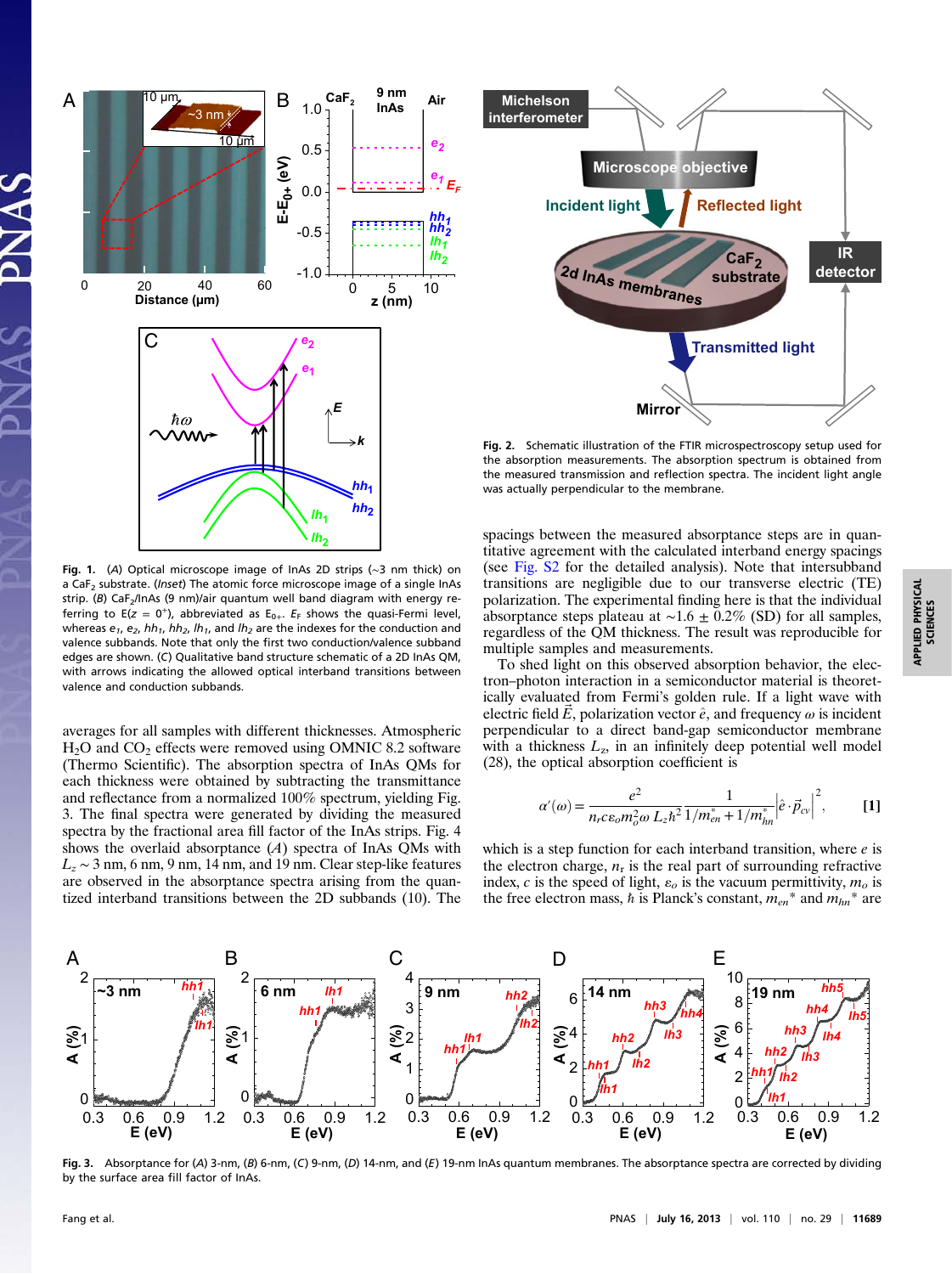**Fig. 1.** (*A*) Optical microscope image of InAs 2D strips (~3 nm thick) on a $CaF_2$ substrate. (*Inset*) The atomic force microscope image of a single InAs strip. (*B*) $CaF_2$/InAs (9 nm)/air quantum well band diagram with energy referring to $E(z = 0^+)$, abbreviated as $E_{0+}$. $E_F$ shows the quasi-Fermi level, whereas $e_1$, $e_2$, $hh_1$, $hh_2$, $lh_1$, and $lh_2$ are the indexes for the conduction and valence subbands. Note that only the first two conduction/valence subband edges are shown. (*C*) Qualitative band structure schematic of a 2D InAs QM, with arrows indicating the allowed optical interband transitions between valence and conduction subbands.

**Fig. 2.** Schematic illustration of the FTIR microspectroscopy setup used for the absorption measurements. The absorption spectrum is obtained from the measured transmission and reflection spectra. The incident light angle was actually perpendicular to the membrane.

averages for all samples with different thicknesses. Atmospheric $H_2O$ and $CO_2$ effects were removed using OMNIC 8.2 software (Thermo Scientific). The absorption spectra of InAs QMs for each thickness were obtained by subtracting the transmittance and reflectance from a normalized 100% spectrum, yielding Fig. 3. The final spectra were generated by dividing the measured spectra by the fractional area fill factor of the InAs strips. Fig. 4 shows the overlaid absorptance (*A*) spectra of InAs QMs with $L_z \sim 3$ nm, 6 nm, 9 nm, 14 nm, and 19 nm. Clear step-like features are observed in the absorptance spectra arising from the quantized interband transitions between the 2D subbands (10). The spacings between the measured absorptance steps are in quantitative agreement with the calculated interband energy spacings (see Fig. S2 for the detailed analysis). Note that intersubband transitions are negligible due to our transverse electric (TE) polarization. The experimental finding here is that the individual absorptance steps plateau at ~1.6 ± 0.2% (SD) for all samples, regardless of the QM thickness. The result was reproducible for multiple samples and measurements.

To shed light on this observed absorption behavior, the electron–photon interaction in a semiconductor material is theoretically evaluated from Fermi's golden rule. If a light wave with electric field $\vec{E}$, polarization vector $\hat{e}$, and frequency $\omega$ is incident perpendicular to a direct band-gap semiconductor membrane with a thickness $L_z$, in an infinitely deep potential well model (28), the optical absorption coefficient is

$$\alpha'(\omega) = \frac{e^2}{n_r c \varepsilon_o m_o^2 \omega \, L_z \hbar^2} \frac{1}{1/m_{en}^* + 1/m_{hn}^*} \left| \hat{e} \cdot \vec{p}_{cv} \right|^2, \qquad [1]$$

which is a step function for each interband transition, where $e$ is the electron charge, $n_r$ is the real part of surrounding refractive index, $c$ is the speed of light, $\varepsilon_o$ is the vacuum permittivity, $m_o$ is the free electron mass, $\hbar$ is Planck's constant, $m_{en}^*$ and $m_{hn}^*$ are

**Fig. 3.** Absorptance for (*A*) 3-nm, (*B*) 6-nm, (*C*) 9-nm, (*D*) 14-nm, and (*E*) 19-nm InAs quantum membranes. The absorptance spectra are corrected by dividing by the surface area fill factor of InAs.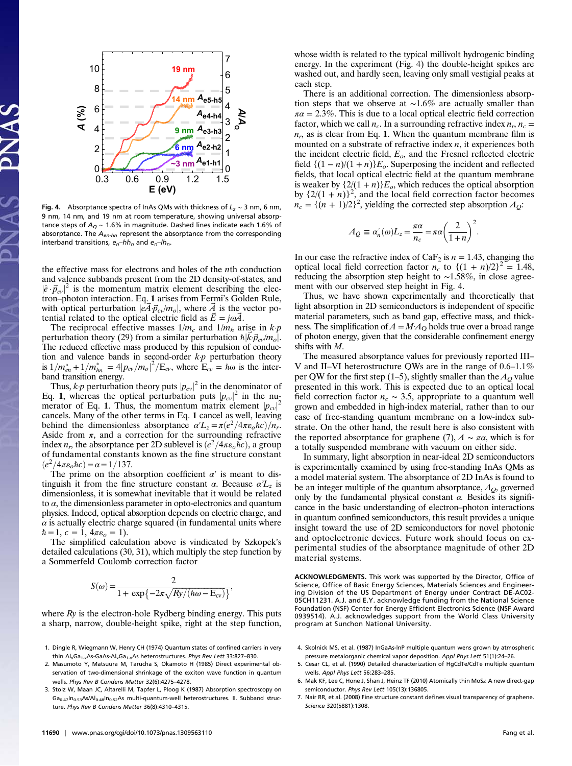Fig. 4. Absorptance spectra of InAs QMs with thickness of $L_z \sim 3$ nm, 6 nm, 9 nm, 14 nm, and 19 nm at room temperature, showing universal absorptance steps of $A_Q \sim 1.6\%$ in magnitude. Dashed lines indicate each 1.6% of absorptance. The $A_{en\text{-}hn}$ represent the absorptance from the corresponding interband transitions, $e_n$–$hh_n$ and $e_n$–$lh_n$.

the effective mass for electrons and holes of the $n$th conduction and valence subbands present from the 2D density-of-states, and $|\hat{e}\cdot\vec{p}_{cv}|^2$ is the momentum matrix element describing the electron–photon interaction. Eq. **1** arises from Fermi's Golden Rule, with optical perturbation $|e\vec{A}\cdot\vec{p}_{cv}/m_o|$, where $\vec{A}$ is the vector potential related to the optical electric field as $\vec{E} = j\omega\vec{A}$.

The reciprocal effective masses $1/m_c$ and $1/m_h$ arise in $k{\cdot}p$ perturbation theory (29) from a similar perturbation $\hbar|\vec{k}\cdot\vec{p}_{cv}/m_o|$. The reduced effective mass produced by this repulsion of conduction and valence bands in second-order $k{\cdot}p$ perturbation theory is $1/m_{en}^* + 1/m_{hn}^* = 4|p_{cv}/m_o|^2/E_{cv}$, where $E_{cv} = \hbar\omega$ is the interband transition energy.

Thus, $k{\cdot}p$ perturbation theory puts $|p_{cv}|^2$ in the denominator of Eq. **1**, whereas the optical perturbation puts $|p_{cv}|^2$ in the numerator of Eq. **1**. Thus, the momentum matrix element $|p_{cv}|^2$ cancels. Many of the other terms in Eq. **1** cancel as well, leaving behind the dimensionless absorption $\alpha' L_z = \pi(e^2/4\pi\varepsilon_o\hbar c)/n_r$. Aside from $\pi$, and a correction for the surrounding refractive index $n_r$, the absorptance per 2D sublevel is $(e^2/4\pi\varepsilon_o\hbar c)$, a group of fundamental constants known as the fine structure constant $(e^2/4\pi\varepsilon_o\hbar c) = \alpha = 1/137$.

The prime on the absorption coefficient $\alpha'$ is meant to distinguish it from the fine structure constant $\alpha$. Because $\alpha' L_z$ is dimensionless, it is somewhat inevitable that it would be related to $\alpha$, the dimensionless parameter in opto-electronics and quantum physics. Indeed, optical absorption depends on electric charge, and $\alpha$ is actually electric charge squared (in fundamental units where $\hbar = 1$, $c = 1$, $4\pi\varepsilon_o = 1$).

The simplified calculation above is vindicated by Szkopek's detailed calculations (30, 31), which multiply the step function by a Sommerfeld Coulomb correction factor

$$S(\omega) = \frac{2}{1 + \exp\left\{-2\pi\sqrt{Ry/(\hbar\omega - E_{cv})}\right\}},$$

where $Ry$ is the electron-hole Rydberg binding energy. This puts a sharp, narrow, double-height spike, right at the step function, whose width is related to the typical millivolt hydrogenic binding energy. In the experiment (Fig. 4) the double-height spikes are washed out, and hardly seen, leaving only small vestigial peaks at each step.

There is an additional correction. The dimensionless absorption steps that we observe at ∼1.6% are actually smaller than $\pi\alpha = 2.3\%$. This is due to a local optical electric field correction factor, which we call $n_c$. In a surrounding refractive index $n_r$, $n_c = n_r$, as is clear from Eq. **1**. When the quantum membrane film is mounted on a substrate of refractive index $n$, it experiences both the incident electric field, $E_o$, and the Fresnel reflected electric field $\{(1-n)/(1+n)\}E_o$. Superposing the incident and reflected fields, that local optical electric field at the quantum membrane is weaker by $\{2/(1+n)\}E_o$, which reduces the optical absorption by $\{2/(1+n)\}^2$, and the local field correction factor becomes $n_c = \{(n+1)/2\}^2$, yielding the corrected step absorption $A_Q$:

$$A_Q \equiv \alpha_n'(\omega) L_z = \frac{\pi\alpha}{n_c} = \pi\alpha\left(\frac{2}{1+n}\right)^2.$$

In our case the refractive index of $CaF_2$ is $n = 1.43$, changing the optical local field correction factor $n_c$ to $\{(1+n)/2\}^2 = 1.48$, reducing the absorption step height to ∼1.58%, in close agreement with our observed step height in Fig. 4.

Thus, we have shown experimentally and theoretically that light absorption in 2D semiconductors is independent of specific material parameters, such as band gap, effective mass, and thickness. The simplification of $A = M{\cdot}A_Q$ holds true over a broad range of photon energy, given that the considerable confinement energy shifts with $M$.

The measured absorptance values for previously reported III–V and II–VI heterostructure QWs are in the range of 0.6–1.1% per QW for the first step (1–5), slightly smaller than the $A_Q$ value presented in this work. This is expected due to an optical local field correction factor $n_c \sim 3.5$, appropriate to a quantum well grown and embedded in high-index material, rather than to our case of free-standing quantum membrane on a low-index substrate. On the other hand, the result here is also consistent with the reported absorptance for graphene (7), $A \sim \pi\alpha$, which is for a totally suspended membrane with vacuum on either side.

In summary, light absorption in near-ideal 2D semiconductors is experimentally examined by using free-standing InAs QMs as a model material system. The absorptance of 2D InAs is found to be an integer multiple of the quantum absorptance, $A_Q$, governed only by the fundamental physical constant $\alpha$. Besides its significance in the basic understanding of electron–photon interactions in quantum confined semiconductors, this result provides a unique insight toward the use of 2D semiconductors for novel photonic and optoelectronic devices. Future work should focus on experimental studies of the absorptance magnitude of other 2D material systems.

**ACKNOWLEDGMENTS.** This work was supported by the Director, Office of Science, Office of Basic Energy Sciences, Materials Sciences and Engineering Division of the US Department of Energy under Contract DE-AC02-05CH11231. A.J. and E.Y. acknowledge funding from the National Science Foundation (NSF) Center for Energy Efficient Electronics Science (NSF Award 0939514). A.J. acknowledges support from the World Class University program at Sunchon National University.

1. Dingle R, Wiegmann W, Henry CH (1974) Quantum states of confined carriers in very thin $Al_xGa_{1-x}As$-GaAs-$Al_xGa_{1-x}As$ heterostructures. *Phys Rev Lett* 33:827–830.
2. Masumoto Y, Matsuura M, Tarucha S, Okamoto H (1985) Direct experimental observation of two-dimensional shrinkage of the exciton wave function in quantum wells. *Phys Rev B Condens Matter* 32(6):4275–4278.
3. Stolz W, Maan JC, Altarelli M, Tapfer L, Ploog K (1987) Absorption spectroscopy on $Ga_{0.47}In_{0.53}As/Al_{0.48}In_{0.52}As$ multi-quantum-well heterostructures. II. Subband structure. *Phys Rev B Condens Matter* 36(8):4310–4315.
4. Skolnick MS, et al. (1987) InGaAs-InP multiple quantum wens grown by atmospheric pressure metalorganic chemical vapor deposition. *Appl Phys Lett* 51(1):24–26.
5. Cesar CL, et al. (1990) Detailed characterization of HgCdTe/CdTe multiple quantum wells. *Appl Phys Lett* 56:283–285.
6. Mak KF, Lee C, Hone J, Shan J, Heinz TF (2010) Atomically thin $MoS_2$: A new direct-gap semiconductor. *Phys Rev Lett* 105(13):136805.
7. Nair RR, et al. (2008) Fine structure constant defines visual transparency of graphene. *Science* 320(5881):1308.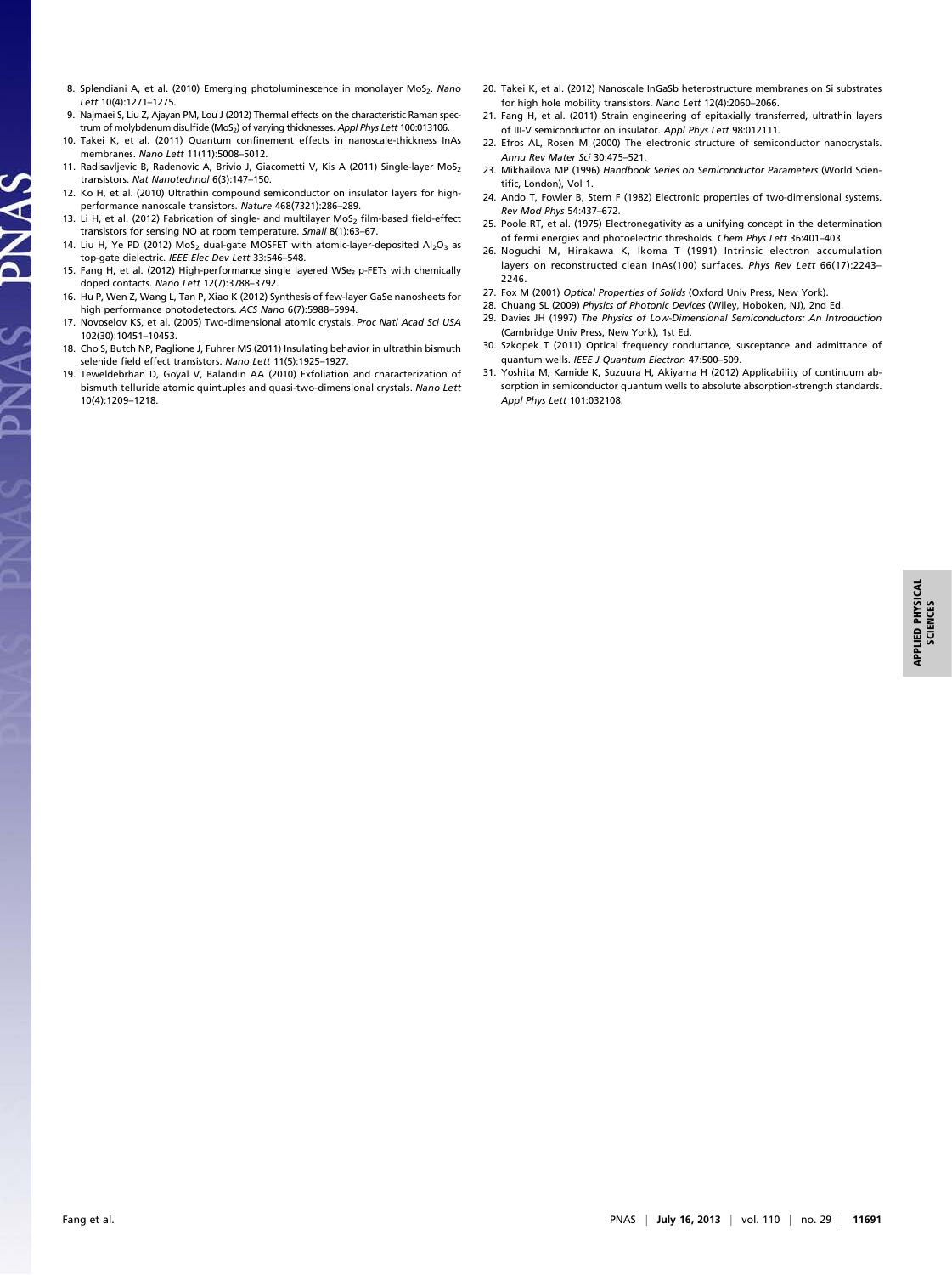8. Splendiani A, et al. (2010) Emerging photoluminescence in monolayer $MoS_2$. *Nano Lett* 10(4):1271–1275.
9. Najmaei S, Liu Z, Ajayan PM, Lou J (2012) Thermal effects on the characteristic Raman spectrum of molybdenum disulfide ($MoS_2$) of varying thicknesses. *Appl Phys Lett* 100:013106.
10. Takei K, et al. (2011) Quantum confinement effects in nanoscale-thickness InAs membranes. *Nano Lett* 11(11):5008–5012.
11. Radisavljevic B, Radenovic A, Brivio J, Giacometti V, Kis A (2011) Single-layer $MoS_2$ transistors. *Nat Nanotechnol* 6(3):147–150.
12. Ko H, et al. (2010) Ultrathin compound semiconductor on insulator layers for high-performance nanoscale transistors. *Nature* 468(7321):286–289.
13. Li H, et al. (2012) Fabrication of single- and multilayer $MoS_2$ film-based field-effect transistors for sensing NO at room temperature. *Small* 8(1):63–67.
14. Liu H, Ye PD (2012) $MoS_2$ dual-gate MOSFET with atomic-layer-deposited $Al_2O_3$ as top-gate dielectric. *IEEE Elec Dev Lett* 33:546–548.
15. Fang H, et al. (2012) High-performance single layered $WSe_2$ p-FETs with chemically doped contacts. *Nano Lett* 12(7):3788–3792.
16. Hu P, Wen Z, Wang L, Tan P, Xiao K (2012) Synthesis of few-layer GaSe nanosheets for high performance photodetectors. *ACS Nano* 6(7):5988–5994.
17. Novoselov KS, et al. (2005) Two-dimensional atomic crystals. *Proc Natl Acad Sci USA* 102(30):10451–10453.
18. Cho S, Butch NP, Paglione J, Fuhrer MS (2011) Insulating behavior in ultrathin bismuth selenide field effect transistors. *Nano Lett* 11(5):1925–1927.
19. Teweldebrhan D, Goyal V, Balandin AA (2010) Exfoliation and characterization of bismuth telluride atomic quintuples and quasi-two-dimensional crystals. *Nano Lett* 10(4):1209–1218.
20. Takei K, et al. (2012) Nanoscale InGaSb heterostructure membranes on Si substrates for high hole mobility transistors. *Nano Lett* 12(4):2060–2066.
21. Fang H, et al. (2011) Strain engineering of epitaxially transferred, ultrathin layers of III-V semiconductor on insulator. *Appl Phys Lett* 98:012111.
22. Efros AL, Rosen M (2000) The electronic structure of semiconductor nanocrystals. *Annu Rev Mater Sci* 30:475–521.
23. Mikhailova MP (1996) *Handbook Series on Semiconductor Parameters* (World Scientific, London), Vol 1.
24. Ando T, Fowler B, Stern F (1982) Electronic properties of two-dimensional systems. *Rev Mod Phys* 54:437–672.
25. Poole RT, et al. (1975) Electronegativity as a unifying concept in the determination of fermi energies and photoelectric thresholds. *Chem Phys Lett* 36:401–403.
26. Noguchi M, Hirakawa K, Ikoma T (1991) Intrinsic electron accumulation layers on reconstructed clean InAs(100) surfaces. *Phys Rev Lett* 66(17):2243–2246.
27. Fox M (2001) *Optical Properties of Solids* (Oxford Univ Press, New York).
28. Chuang SL (2009) *Physics of Photonic Devices* (Wiley, Hoboken, NJ), 2nd Ed.
29. Davies JH (1997) *The Physics of Low-Dimensional Semiconductors: An Introduction* (Cambridge Univ Press, New York), 1st Ed.
30. Szkopek T (2011) Optical frequency conductance, susceptance and admittance of quantum wells. *IEEE J Quantum Electron* 47:500–509.
31. Yoshita M, Kamide K, Suzuura H, Akiyama H (2012) Applicability of continuum absorption in semiconductor quantum wells to absolute absorption-strength standards. *Appl Phys Lett* 101:032108.